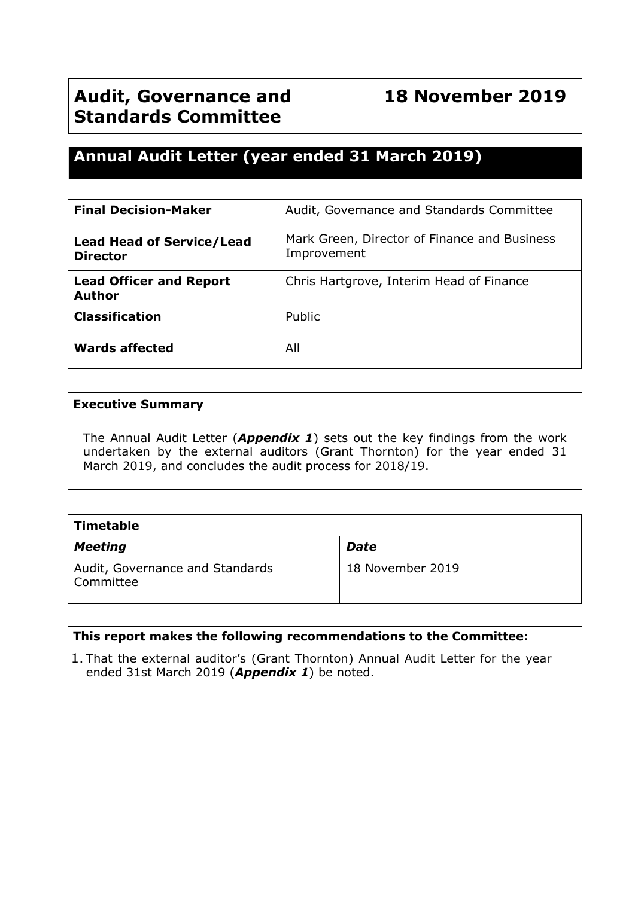# Audit, Governance and Standards Committee

# 18 November 2019

## Annual Audit Letter (year ended 31 March 2019)

| | |
|---|---|
| **Final Decision-Maker** | Audit, Governance and Standards Committee |
| **Lead Head of Service/Lead Director** | Mark Green, Director of Finance and Business Improvement |
| **Lead Officer and Report Author** | Chris Hartgrove, Interim Head of Finance |
| **Classification** | Public |
| **Wards affected** | All |

**Executive Summary**

The Annual Audit Letter (***Appendix 1***) sets out the key findings from the work undertaken by the external auditors (Grant Thornton) for the year ended 31 March 2019, and concludes the audit process for 2018/19.

**Timetable**

| ***Meeting*** | ***Date*** |
|---|---|
| Audit, Governance and Standards Committee | 18 November 2019 |

**This report makes the following recommendations to the Committee:**

1. That the external auditor's (Grant Thornton) Annual Audit Letter for the year ended 31st March 2019 (***Appendix 1***) be noted.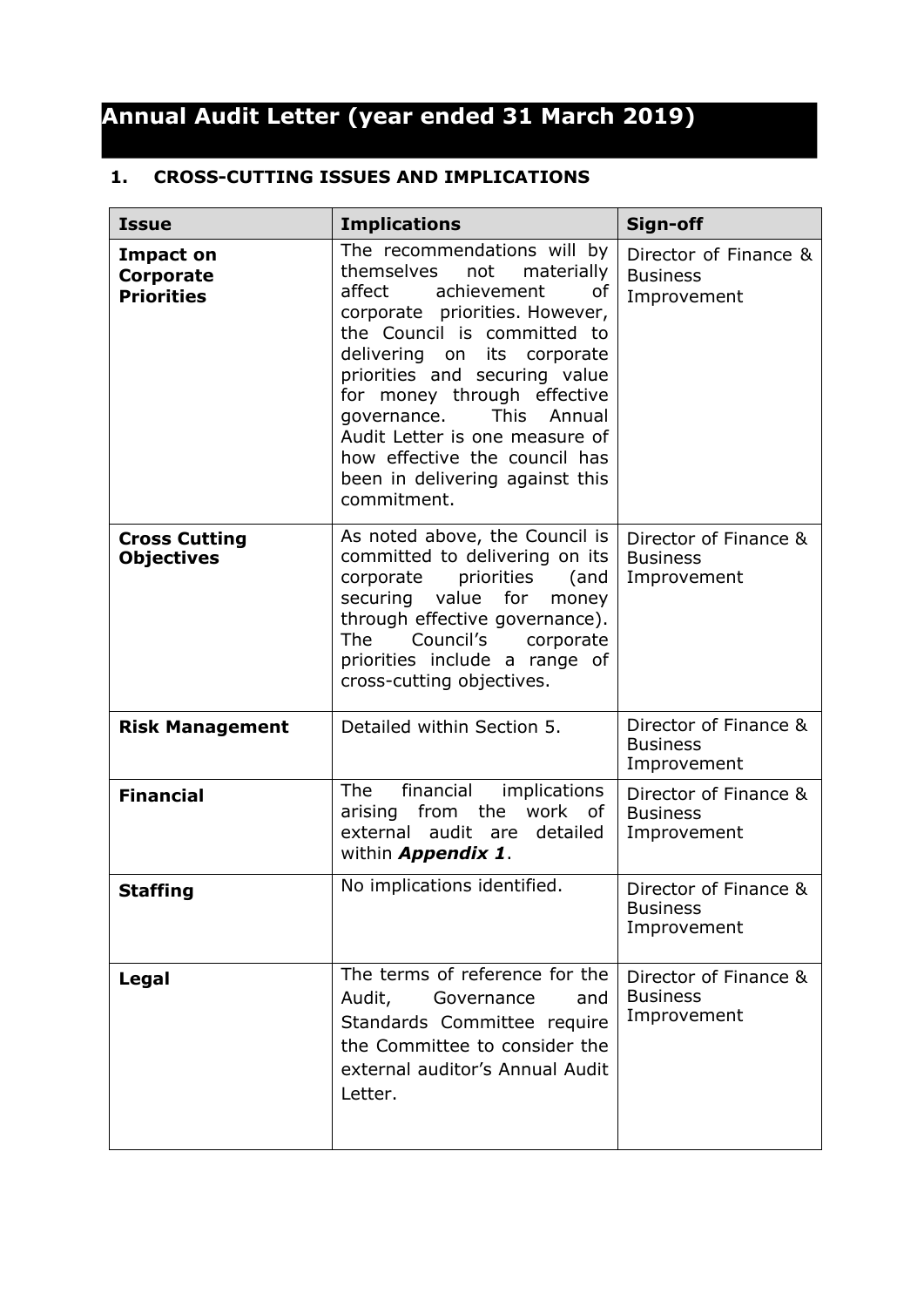# Annual Audit Letter (year ended 31 March 2019)

## 1. CROSS-CUTTING ISSUES AND IMPLICATIONS

| Issue | Implications | Sign-off |
| --- | --- | --- |
| **Impact on Corporate Priorities** | The recommendations will by themselves not materially affect achievement of corporate priorities. However, the Council is committed to delivering on its corporate priorities and securing value for money through effective governance. This Annual Audit Letter is one measure of how effective the council has been in delivering against this commitment. | Director of Finance & Business Improvement |
| **Cross Cutting Objectives** | As noted above, the Council is committed to delivering on its corporate priorities (and securing value for money through effective governance). The Council's corporate priorities include a range of cross-cutting objectives. | Director of Finance & Business Improvement |
| **Risk Management** | Detailed within Section 5. | Director of Finance & Business Improvement |
| **Financial** | The financial implications arising from the work of external audit are detailed within ***Appendix 1***. | Director of Finance & Business Improvement |
| **Staffing** | No implications identified. | Director of Finance & Business Improvement |
| **Legal** | The terms of reference for the Audit, Governance and Standards Committee require the Committee to consider the external auditor's Annual Audit Letter. | Director of Finance & Business Improvement |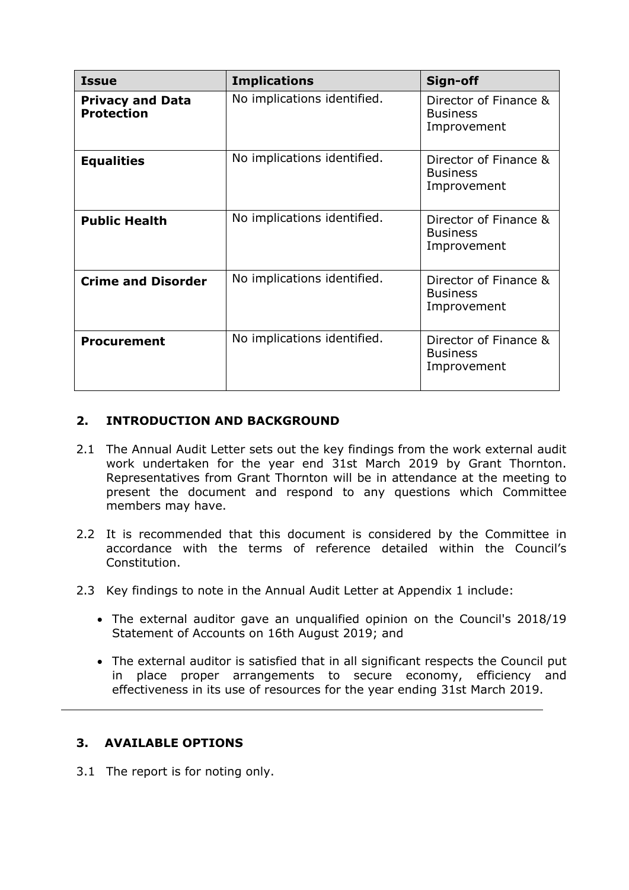| Issue | Implications | Sign-off |
|---|---|---|
| **Privacy and Data Protection** | No implications identified. | Director of Finance & Business Improvement |
| **Equalities** | No implications identified. | Director of Finance & Business Improvement |
| **Public Health** | No implications identified. | Director of Finance & Business Improvement |
| **Crime and Disorder** | No implications identified. | Director of Finance & Business Improvement |
| **Procurement** | No implications identified. | Director of Finance & Business Improvement |

## 2. INTRODUCTION AND BACKGROUND

2.1 The Annual Audit Letter sets out the key findings from the work external audit work undertaken for the year end 31st March 2019 by Grant Thornton. Representatives from Grant Thornton will be in attendance at the meeting to present the document and respond to any questions which Committee members may have.

2.2 It is recommended that this document is considered by the Committee in accordance with the terms of reference detailed within the Council's Constitution.

2.3 Key findings to note in the Annual Audit Letter at Appendix 1 include:

- The external auditor gave an unqualified opinion on the Council's 2018/19 Statement of Accounts on 16th August 2019; and

- The external auditor is satisfied that in all significant respects the Council put in place proper arrangements to secure economy, efficiency and effectiveness in its use of resources for the year ending 31st March 2019.

---

## 3. AVAILABLE OPTIONS

3.1 The report is for noting only.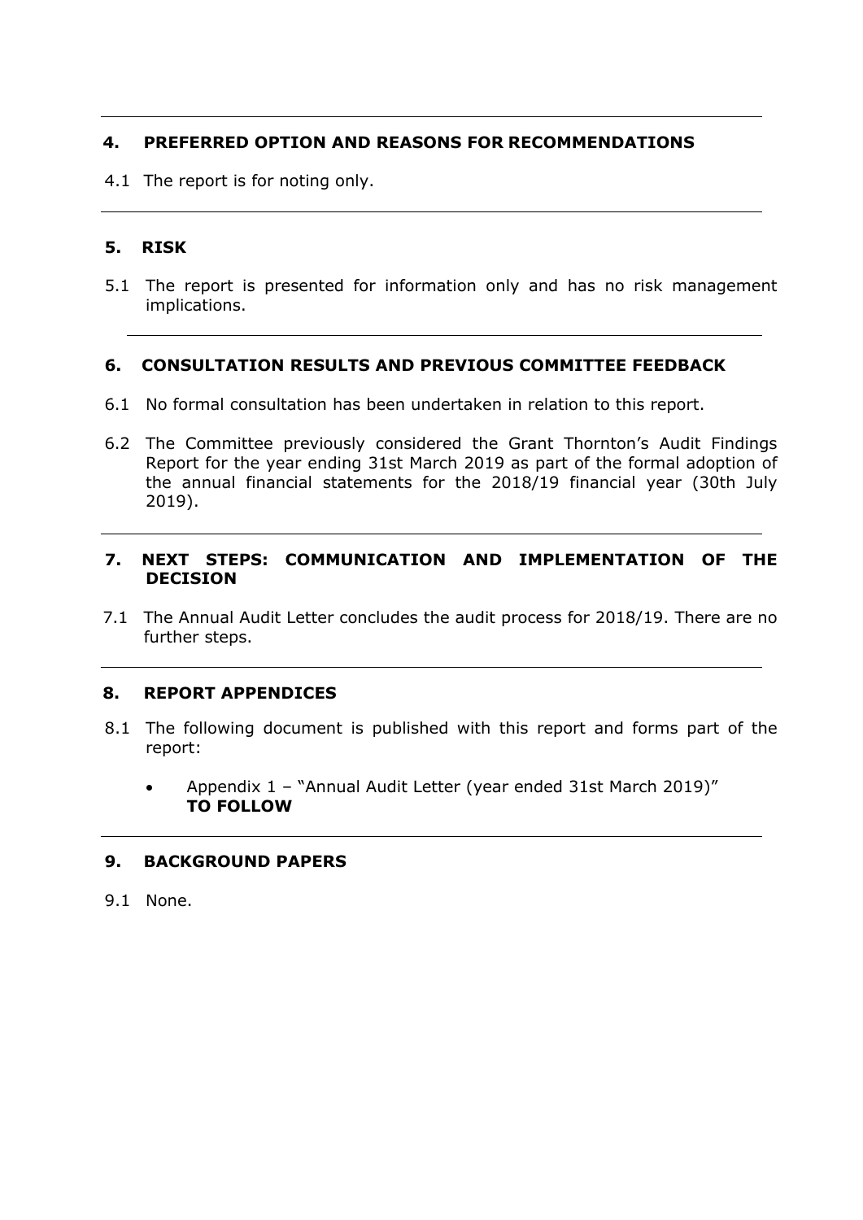## 4. PREFERRED OPTION AND REASONS FOR RECOMMENDATIONS

4.1 The report is for noting only.

## 5. RISK

5.1 The report is presented for information only and has no risk management implications.

## 6. CONSULTATION RESULTS AND PREVIOUS COMMITTEE FEEDBACK

6.1 No formal consultation has been undertaken in relation to this report.

6.2 The Committee previously considered the Grant Thornton's Audit Findings Report for the year ending 31st March 2019 as part of the formal adoption of the annual financial statements for the 2018/19 financial year (30th July 2019).

## 7. NEXT STEPS: COMMUNICATION AND IMPLEMENTATION OF THE DECISION

7.1 The Annual Audit Letter concludes the audit process for 2018/19. There are no further steps.

## 8. REPORT APPENDICES

8.1 The following document is published with this report and forms part of the report:

- Appendix 1 – "Annual Audit Letter (year ended 31st March 2019)" **TO FOLLOW**

## 9. BACKGROUND PAPERS

9.1 None.